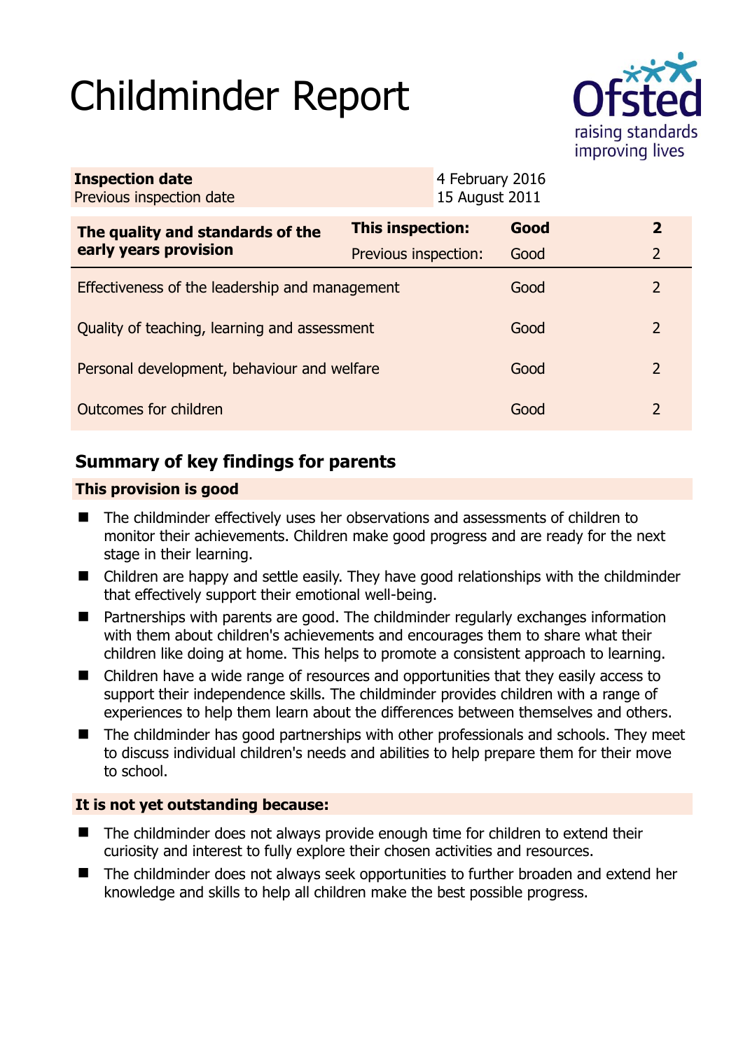# Childminder Report

| | |
|---|---|
| **Inspection date** | 4 February 2016 |
| Previous inspection date | 15 August 2011 |

| | | | |
|---|---|---|---|
| **The quality and standards of the early years provision** | **This inspection:** | **Good** | **2** |
| | Previous inspection: | Good | 2 |
| Effectiveness of the leadership and management | | Good | 2 |
| Quality of teaching, learning and assessment | | Good | 2 |
| Personal development, behaviour and welfare | | Good | 2 |
| Outcomes for children | | Good | 2 |

## Summary of key findings for parents

### This provision is good

- The childminder effectively uses her observations and assessments of children to monitor their achievements. Children make good progress and are ready for the next stage in their learning.
- Children are happy and settle easily. They have good relationships with the childminder that effectively support their emotional well-being.
- Partnerships with parents are good. The childminder regularly exchanges information with them about children's achievements and encourages them to share what their children like doing at home. This helps to promote a consistent approach to learning.
- Children have a wide range of resources and opportunities that they easily access to support their independence skills. The childminder provides children with a range of experiences to help them learn about the differences between themselves and others.
- The childminder has good partnerships with other professionals and schools. They meet to discuss individual children's needs and abilities to help prepare them for their move to school.

### It is not yet outstanding because:

- The childminder does not always provide enough time for children to extend their curiosity and interest to fully explore their chosen activities and resources.
- The childminder does not always seek opportunities to further broaden and extend her knowledge and skills to help all children make the best possible progress.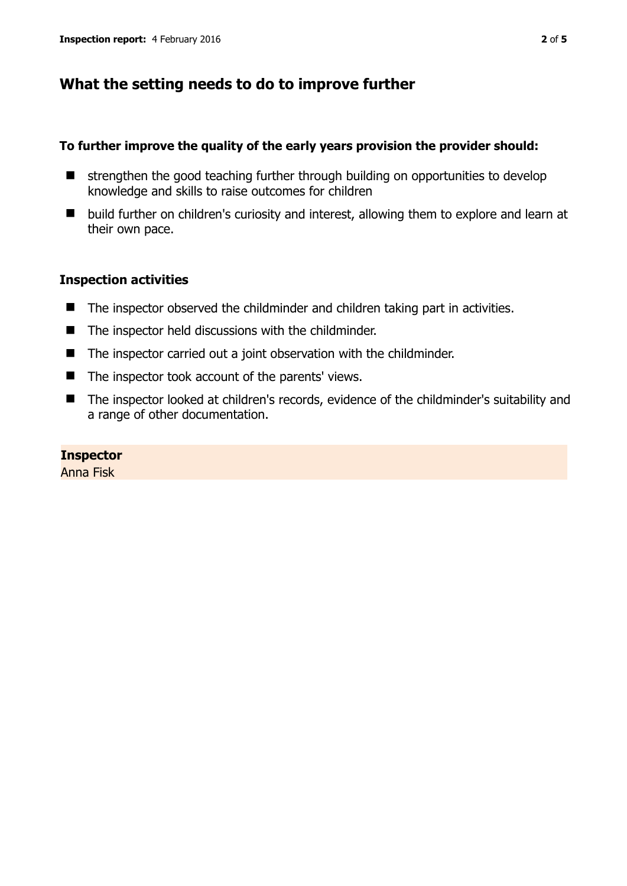## What the setting needs to do to improve further

### To further improve the quality of the early years provision the provider should:

- strengthen the good teaching further through building on opportunities to develop knowledge and skills to raise outcomes for children
- build further on children's curiosity and interest, allowing them to explore and learn at their own pace.

### Inspection activities

- The inspector observed the childminder and children taking part in activities.
- The inspector held discussions with the childminder.
- The inspector carried out a joint observation with the childminder.
- The inspector took account of the parents' views.
- The inspector looked at children's records, evidence of the childminder's suitability and a range of other documentation.

**Inspector**
Anna Fisk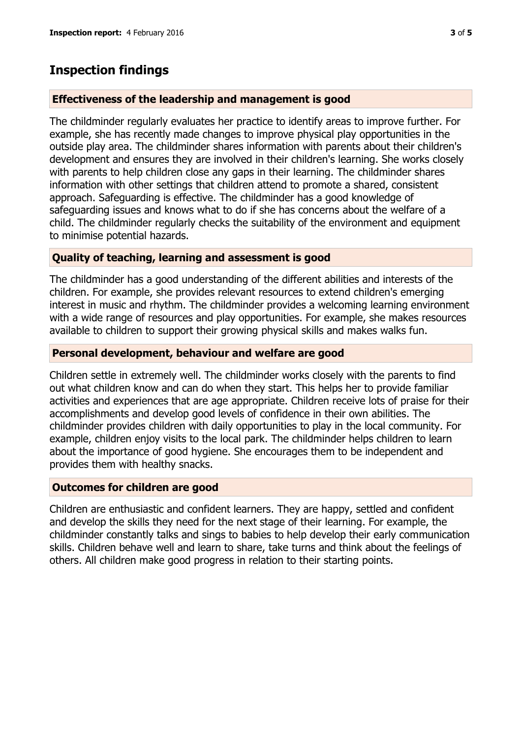## Inspection findings

### Effectiveness of the leadership and management is good

The childminder regularly evaluates her practice to identify areas to improve further. For example, she has recently made changes to improve physical play opportunities in the outside play area. The childminder shares information with parents about their children's development and ensures they are involved in their children's learning. She works closely with parents to help children close any gaps in their learning. The childminder shares information with other settings that children attend to promote a shared, consistent approach. Safeguarding is effective. The childminder has a good knowledge of safeguarding issues and knows what to do if she has concerns about the welfare of a child. The childminder regularly checks the suitability of the environment and equipment to minimise potential hazards.

### Quality of teaching, learning and assessment is good

The childminder has a good understanding of the different abilities and interests of the children. For example, she provides relevant resources to extend children's emerging interest in music and rhythm. The childminder provides a welcoming learning environment with a wide range of resources and play opportunities. For example, she makes resources available to children to support their growing physical skills and makes walks fun.

### Personal development, behaviour and welfare are good

Children settle in extremely well. The childminder works closely with the parents to find out what children know and can do when they start. This helps her to provide familiar activities and experiences that are age appropriate. Children receive lots of praise for their accomplishments and develop good levels of confidence in their own abilities. The childminder provides children with daily opportunities to play in the local community. For example, children enjoy visits to the local park. The childminder helps children to learn about the importance of good hygiene. She encourages them to be independent and provides them with healthy snacks.

### Outcomes for children are good

Children are enthusiastic and confident learners. They are happy, settled and confident and develop the skills they need for the next stage of their learning. For example, the childminder constantly talks and sings to babies to help develop their early communication skills. Children behave well and learn to share, take turns and think about the feelings of others. All children make good progress in relation to their starting points.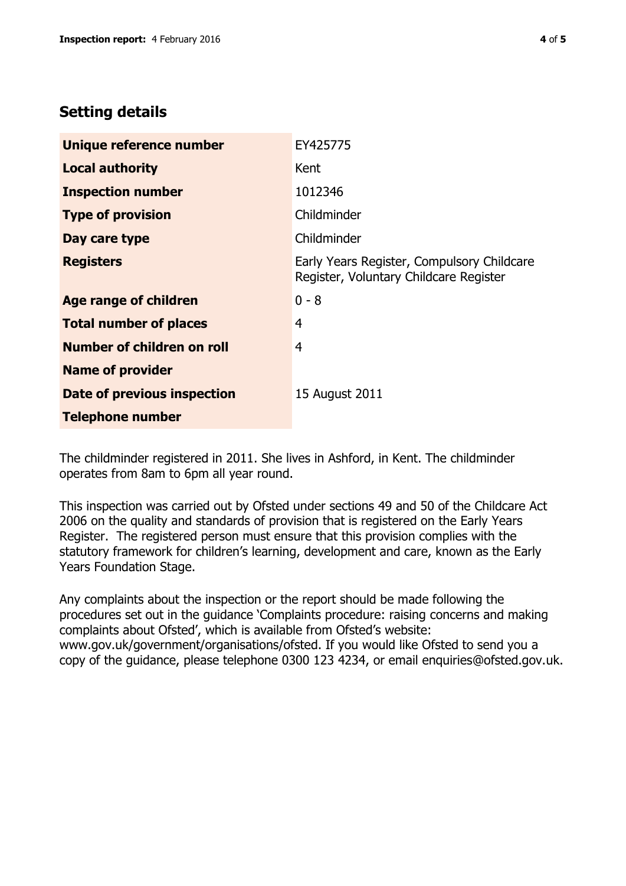## Setting details

| | |
|---|---|
| **Unique reference number** | EY425775 |
| **Local authority** | Kent |
| **Inspection number** | 1012346 |
| **Type of provision** | Childminder |
| **Day care type** | Childminder |
| **Registers** | Early Years Register, Compulsory Childcare Register, Voluntary Childcare Register |
| **Age range of children** | 0 - 8 |
| **Total number of places** | 4 |
| **Number of children on roll** | 4 |
| **Name of provider** | |
| **Date of previous inspection** | 15 August 2011 |
| **Telephone number** | |

The childminder registered in 2011. She lives in Ashford, in Kent. The childminder operates from 8am to 6pm all year round.

This inspection was carried out by Ofsted under sections 49 and 50 of the Childcare Act 2006 on the quality and standards of provision that is registered on the Early Years Register. The registered person must ensure that this provision complies with the statutory framework for children's learning, development and care, known as the Early Years Foundation Stage.

Any complaints about the inspection or the report should be made following the procedures set out in the guidance 'Complaints procedure: raising concerns and making complaints about Ofsted', which is available from Ofsted's website: www.gov.uk/government/organisations/ofsted. If you would like Ofsted to send you a copy of the guidance, please telephone 0300 123 4234, or email enquiries@ofsted.gov.uk.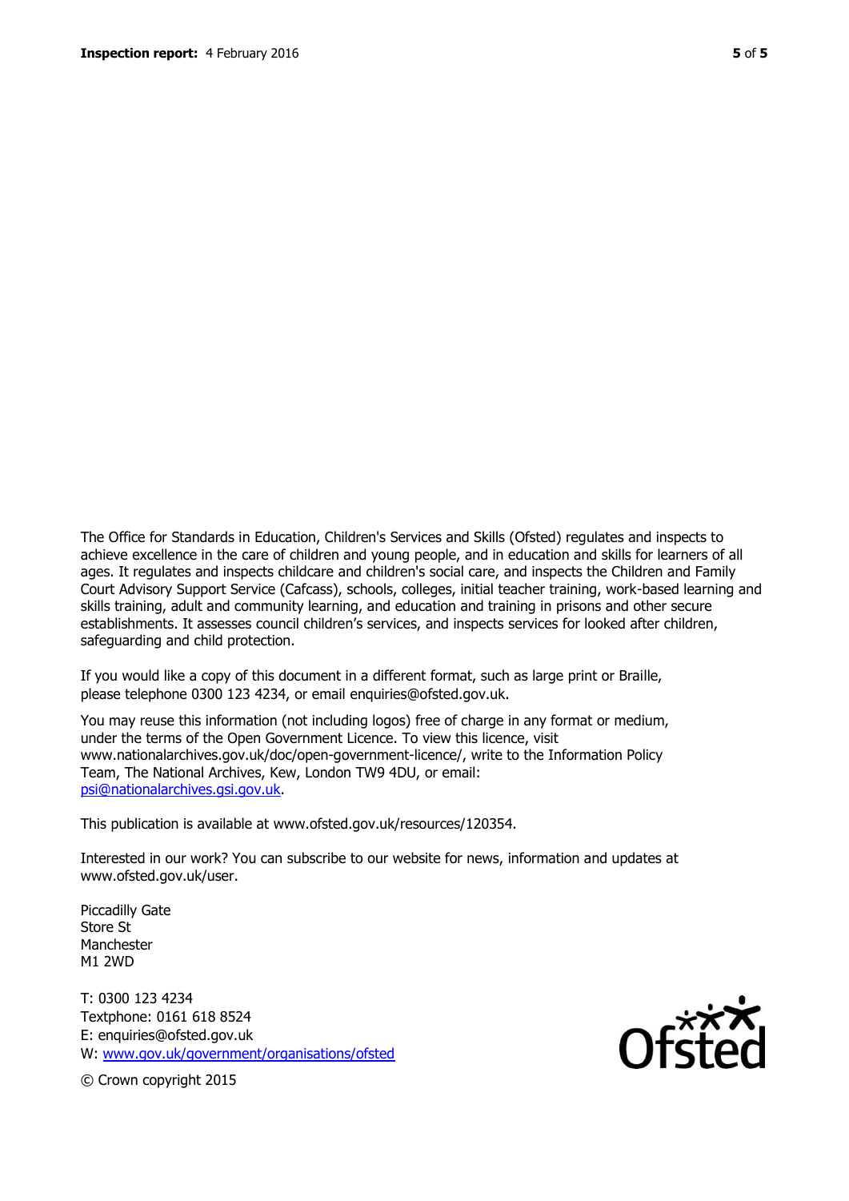The Office for Standards in Education, Children's Services and Skills (Ofsted) regulates and inspects to achieve excellence in the care of children and young people, and in education and skills for learners of all ages. It regulates and inspects childcare and children's social care, and inspects the Children and Family Court Advisory Support Service (Cafcass), schools, colleges, initial teacher training, work-based learning and skills training, adult and community learning, and education and training in prisons and other secure establishments. It assesses council children's services, and inspects services for looked after children, safeguarding and child protection.

If you would like a copy of this document in a different format, such as large print or Braille, please telephone 0300 123 4234, or email enquiries@ofsted.gov.uk.

You may reuse this information (not including logos) free of charge in any format or medium, under the terms of the Open Government Licence. To view this licence, visit www.nationalarchives.gov.uk/doc/open-government-licence/, write to the Information Policy Team, The National Archives, Kew, London TW9 4DU, or email: psi@nationalarchives.gsi.gov.uk.

This publication is available at www.ofsted.gov.uk/resources/120354.

Interested in our work? You can subscribe to our website for news, information and updates at www.ofsted.gov.uk/user.

Piccadilly Gate  
Store St  
Manchester  
M1 2WD

T: 0300 123 4234  
Textphone: 0161 618 8524  
E: enquiries@ofsted.gov.uk  
W: www.gov.uk/government/organisations/ofsted

© Crown copyright 2015